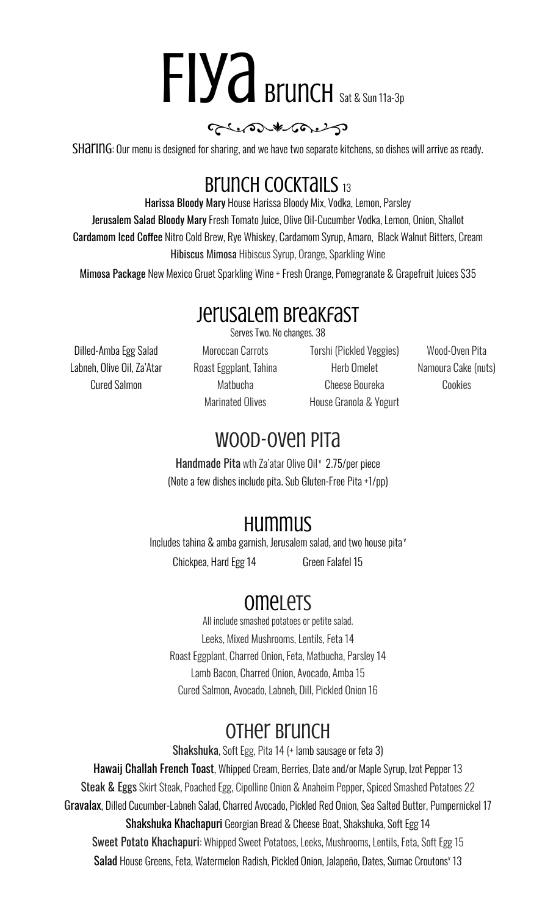# FIYA Brunch Sat & Sun 11a-3p

**Sharing**: Our menu is designed for sharing, and we have two separate kitchens, so dishes will arrive as ready.

## Brunch Cocktails 13

**Harissa Bloody Mary** House Harissa Bloody Mix, Vodka, Lemon, Parsley

**Jerusalem Salad Bloody Mary** Fresh Tomato Juice, Olive Oil-Cucumber Vodka, Lemon, Onion, Shallot

**Cardamom Iced Coffee** Nitro Cold Brew, Rye Whiskey, Cardamom Syrup, Amaro, Black Walnut Bitters, Cream

**Hibiscus Mimosa** Hibiscus Syrup, Orange, Sparkling Wine

**Mimosa Package** New Mexico Gruet Sparkling Wine + Fresh Orange, Pomegranate & Grapefruit Juices $35

## Jerusalem Breakfast

Serves Two. No changes. 38

- Dilled-Amba Egg Salad
- Labneh, Olive Oil, Za'Atar
- Cured Salmon
- Moroccan Carrots
- Roast Eggplant, Tahina
- Matbucha
- Marinated Olives
- Torshi (Pickled Veggies)
- Herb Omelet
- Cheese Boureka
- House Granola & Yogurt
- Wood-Oven Pita
- Namoura Cake (nuts)
- Cookies

## Wood-Oven Pita

**Handmade Pita** wth Za'atar Olive Oil[v] 2.75/per piece

(Note a few dishes include pita. Sub Gluten-Free Pita +1/pp)

## Hummus

Includes tahina & amba garnish, Jerusalem salad, and two house pita[v]

Chickpea, Hard Egg 14

Green Falafel 15

## Omelets

All include smashed potatoes or petite salad.

Leeks, Mixed Mushrooms, Lentils, Feta 14

Roast Eggplant, Charred Onion, Feta, Matbucha, Parsley 14

Lamb Bacon, Charred Onion, Avocado, Amba 15

Cured Salmon, Avocado, Labneh, Dill, Pickled Onion 16

## Other Brunch

**Shakshuka**, Soft Egg, Pita 14 (+ lamb sausage or feta 3)

**Hawaij Challah French Toast**, Whipped Cream, Berries, Date and/or Maple Syrup, Izot Pepper 13

**Steak & Eggs** Skirt Steak, Poached Egg, Cipolline Onion & Anaheim Pepper, Spiced Smashed Potatoes 22

**Gravalax**, Dilled Cucumber-Labneh Salad, Charred Avocado, Pickled Red Onion, Sea Salted Butter, Pumpernickel 17

**Shakshuka Khachapuri** Georgian Bread & Cheese Boat, Shakshuka, Soft Egg 14

**Sweet Potato Khachapuri**: Whipped Sweet Potatoes, Leeks, Mushrooms, Lentils, Feta, Soft Egg 15

**Salad** House Greens, Feta, Watermelon Radish, Pickled Onion, Jalapeño, Dates, Sumac Croutons[v] 13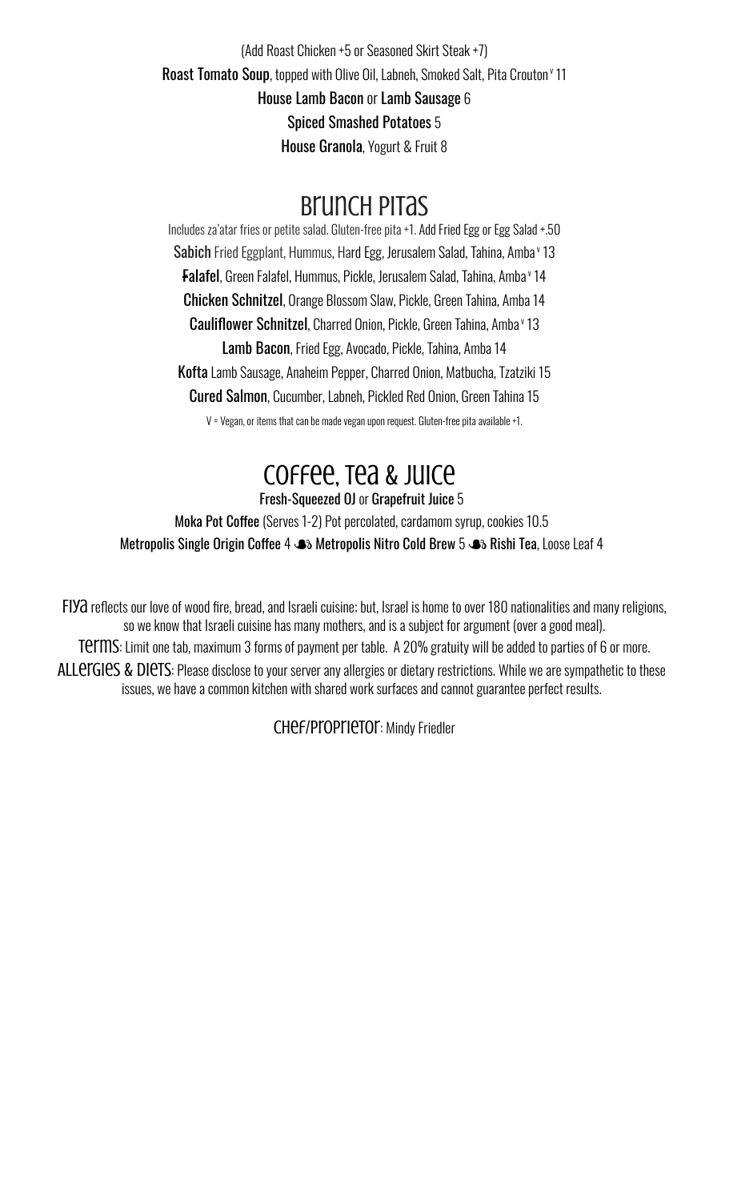(Add Roast Chicken +5 or Seasoned Skirt Steak +7)

**Roast Tomato Soup**, topped with Olive Oil, Labneh, Smoked Salt, Pita Crouton [v] 11

**House Lamb Bacon** or **Lamb Sausage** 6

**Spiced Smashed Potatoes** 5

**House Granola**, Yogurt & Fruit 8

## Brunch Pitas

Includes za'atar fries or petite salad. Gluten-free pita +1. Add Fried Egg or Egg Salad +.50

**Sabich** Fried Eggplant, Hummus, Hard Egg, Jerusalem Salad, Tahina, Amba [v] 13

**Falafel**, Green Falafel, Hummus, Pickle, Jerusalem Salad, Tahina, Amba [v] 14

**Chicken Schnitzel**, Orange Blossom Slaw, Pickle, Green Tahina, Amba 14

**Cauliflower Schnitzel**, Charred Onion, Pickle, Green Tahina, Amba [v] 13

**Lamb Bacon**, Fried Egg, Avocado, Pickle, Tahina, Amba 14

**Kofta** Lamb Sausage, Anaheim Pepper, Charred Onion, Matbucha, Tzatziki 15

**Cured Salmon**, Cucumber, Labneh, Pickled Red Onion, Green Tahina 15

V = Vegan, or items that can be made vegan upon request. Gluten-free pita available +1.

## Coffee, Tea & Juice

**Fresh-Squeezed OJ** or **Grapefruit Juice** 5

**Moka Pot Coffee** (Serves 1-2) Pot percolated, cardamom syrup, cookies 10.5

**Metropolis Single Origin Coffee** 4 ☙ **Metropolis Nitro Cold Brew** 5 ☙ **Rishi Tea**, Loose Leaf 4

**FIYA** reflects our love of wood fire, bread, and Israeli cuisine; but, Israel is home to over 180 nationalities and many religions, so we know that Israeli cuisine has many mothers, and is a subject for argument (over a good meal).

**TERMS**: Limit one tab, maximum 3 forms of payment per table. A 20% gratuity will be added to parties of 6 or more.

**ALLERGIES & DIETS**: Please disclose to your server any allergies or dietary restrictions. While we are sympathetic to these issues, we have a common kitchen with shared work surfaces and cannot guarantee perfect results.

**CHEF/PROPRIETOR**: Mindy Friedler